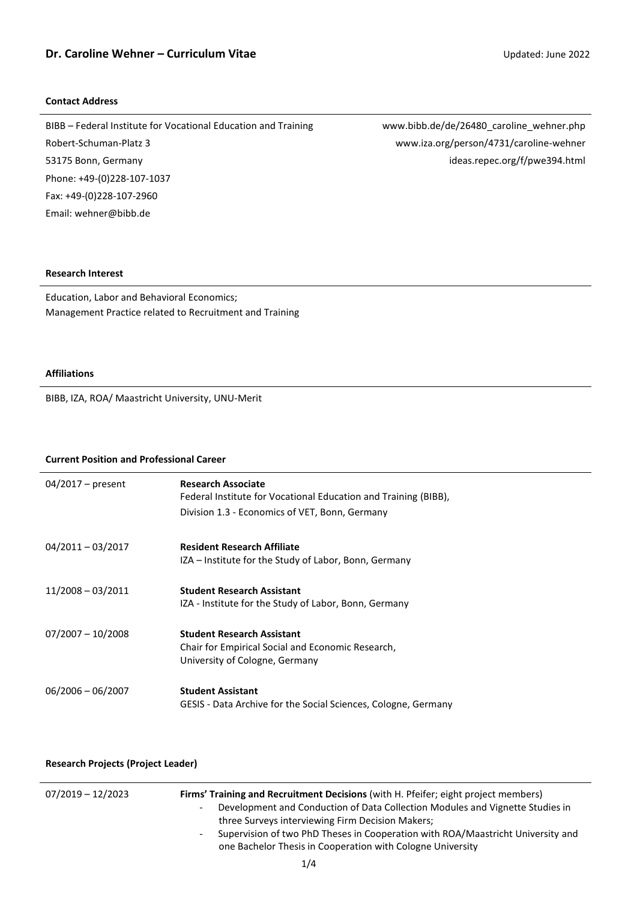# Dr. Caroline Wehner – Curriculum Vitae

Updated: June 2022

## Contact Address

BIBB – Federal Institute for Vocational Education and Training
Robert-Schuman-Platz 3
53175 Bonn, Germany
Phone: +49-(0)228-107-1037
Fax: +49-(0)228-107-2960
Email: wehner@bibb.de

www.bibb.de/de/26480_caroline_wehner.php
www.iza.org/person/4731/caroline-wehner
ideas.repec.org/f/pwe394.html

## Research Interest

Education, Labor and Behavioral Economics;
Management Practice related to Recruitment and Training

## Affiliations

BIBB, IZA, ROA/ Maastricht University, UNU-Merit

## Current Position and Professional Career

| | |
|---|---|
| 04/2017 – present | **Research Associate**<br>Federal Institute for Vocational Education and Training (BIBB),<br>Division 1.3 - Economics of VET, Bonn, Germany |
| 04/2011 – 03/2017 | **Resident Research Affiliate**<br>IZA – Institute for the Study of Labor, Bonn, Germany |
| 11/2008 – 03/2011 | **Student Research Assistant**<br>IZA - Institute for the Study of Labor, Bonn, Germany |
| 07/2007 – 10/2008 | **Student Research Assistant**<br>Chair for Empirical Social and Economic Research,<br>University of Cologne, Germany |
| 06/2006 – 06/2007 | **Student Assistant**<br>GESIS - Data Archive for the Social Sciences, Cologne, Germany |

## Research Projects (Project Leader)

07/2019 – 12/2023 **Firms' Training and Recruitment Decisions** (with H. Pfeifer; eight project members)

- Development and Conduction of Data Collection Modules and Vignette Studies in three Surveys interviewing Firm Decision Makers;
- Supervision of two PhD Theses in Cooperation with ROA/Maastricht University and one Bachelor Thesis in Cooperation with Cologne University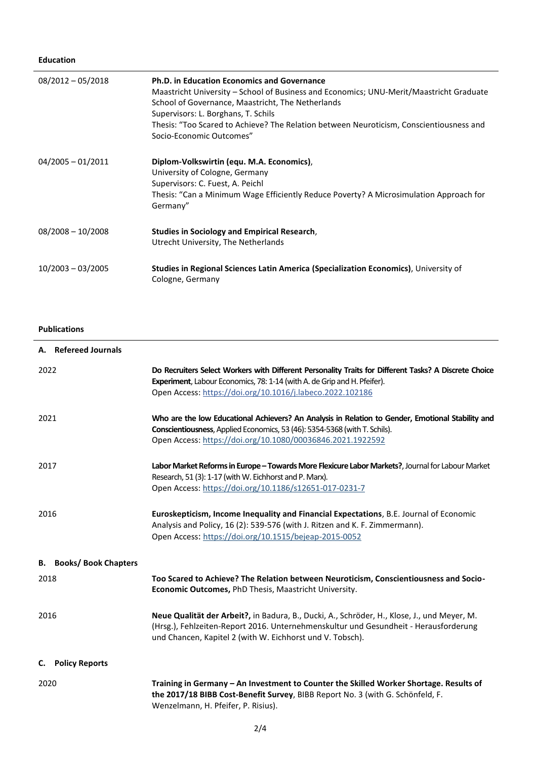## Education

| | |
|---|---|
| 08/2012 – 05/2018 | **Ph.D. in Education Economics and Governance**<br>Maastricht University – School of Business and Economics; UNU-Merit/Maastricht Graduate School of Governance, Maastricht, The Netherlands<br>Supervisors: L. Borghans, T. Schils<br>Thesis: "Too Scared to Achieve? The Relation between Neuroticism, Conscientiousness and Socio-Economic Outcomes" |
| 04/2005 – 01/2011 | **Diplom-Volkswirtin (equ. M.A. Economics)**,<br>University of Cologne, Germany<br>Supervisors: C. Fuest, A. Peichl<br>Thesis: "Can a Minimum Wage Efficiently Reduce Poverty? A Microsimulation Approach for Germany" |
| 08/2008 – 10/2008 | **Studies in Sociology and Empirical Research**,<br>Utrecht University, The Netherlands |
| 10/2003 – 03/2005 | **Studies in Regional Sciences Latin America (Specialization Economics)**, University of Cologne, Germany |

## Publications

### A. Refereed Journals

| | |
|---|---|
| 2022 | **Do Recruiters Select Workers with Different Personality Traits for Different Tasks? A Discrete Choice Experiment**, Labour Economics, 78: 1-14 (with A. de Grip and H. Pfeifer).<br>Open Access: https://doi.org/10.1016/j.labeco.2022.102186 |
| 2021 | **Who are the low Educational Achievers? An Analysis in Relation to Gender, Emotional Stability and Conscientiousness**, Applied Economics, 53 (46): 5354-5368 (with T. Schils).<br>Open Access: https://doi.org/10.1080/00036846.2021.1922592 |
| 2017 | **Labor Market Reforms in Europe – Towards More Flexicure Labor Markets?**, Journal for Labour Market Research, 51 (3): 1-17 (with W. Eichhorst and P. Marx).<br>Open Access: https://doi.org/10.1186/s12651-017-0231-7 |
| 2016 | **Euroskepticism, Income Inequality and Financial Expectations**, B.E. Journal of Economic Analysis and Policy, 16 (2): 539-576 (with J. Ritzen and K. F. Zimmermann).<br>Open Access: https://doi.org/10.1515/bejeap-2015-0052 |

### B. Books/ Book Chapters

| | |
|---|---|
| 2018 | **Too Scared to Achieve? The Relation between Neuroticism, Conscientiousness and Socio-Economic Outcomes,** PhD Thesis, Maastricht University. |
| 2016 | **Neue Qualität der Arbeit?,** in Badura, B., Ducki, A., Schröder, H., Klose, J., und Meyer, M. (Hrsg.), Fehlzeiten-Report 2016. Unternehmenskultur und Gesundheit - Herausforderung und Chancen, Kapitel 2 (with W. Eichhorst und V. Tobsch). |

### C. Policy Reports

| | |
|---|---|
| 2020 | **Training in Germany – An Investment to Counter the Skilled Worker Shortage. Results of the 2017/18 BIBB Cost-Benefit Survey**, BIBB Report No. 3 (with G. Schönfeld, F. Wenzelmann, H. Pfeifer, P. Risius). |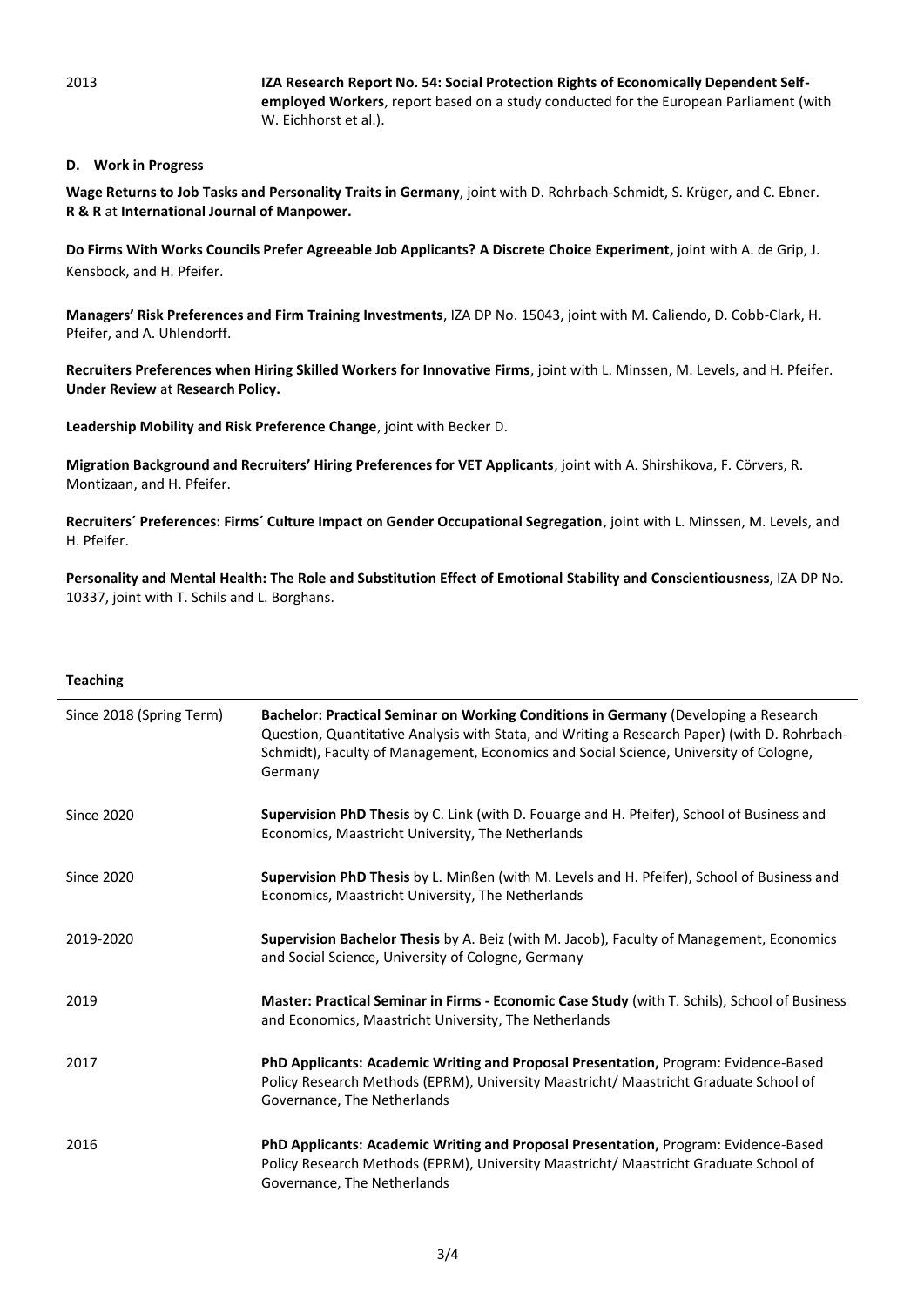| | |
|---|---|
| 2013 | **IZA Research Report No. 54: Social Protection Rights of Economically Dependent Self-employed Workers**, report based on a study conducted for the European Parliament (with W. Eichhorst et al.). |

**D. Work in Progress**

**Wage Returns to Job Tasks and Personality Traits in Germany**, joint with D. Rohrbach-Schmidt, S. Krüger, and C. Ebner. **R & R** at **International Journal of Manpower.**

**Do Firms With Works Councils Prefer Agreeable Job Applicants? A Discrete Choice Experiment,** joint with A. de Grip, J. Kensbock, and H. Pfeifer.

**Managers' Risk Preferences and Firm Training Investments**, IZA DP No. 15043, joint with M. Caliendo, D. Cobb-Clark, H. Pfeifer, and A. Uhlendorff.

**Recruiters Preferences when Hiring Skilled Workers for Innovative Firms**, joint with L. Minssen, M. Levels, and H. Pfeifer. **Under Review** at **Research Policy.**

**Leadership Mobility and Risk Preference Change**, joint with Becker D.

**Migration Background and Recruiters' Hiring Preferences for VET Applicants**, joint with A. Shirshikova, F. Cörvers, R. Montizaan, and H. Pfeifer.

**Recruiters´ Preferences: Firms´ Culture Impact on Gender Occupational Segregation**, joint with L. Minssen, M. Levels, and H. Pfeifer.

**Personality and Mental Health: The Role and Substitution Effect of Emotional Stability and Conscientiousness**, IZA DP No. 10337, joint with T. Schils and L. Borghans.

**Teaching**

| | |
|---|---|
| Since 2018 (Spring Term) | **Bachelor: Practical Seminar on Working Conditions in Germany** (Developing a Research Question, Quantitative Analysis with Stata, and Writing a Research Paper) (with D. Rohrbach-Schmidt), Faculty of Management, Economics and Social Science, University of Cologne, Germany |
| Since 2020 | **Supervision PhD Thesis** by C. Link (with D. Fouarge and H. Pfeifer), School of Business and Economics, Maastricht University, The Netherlands |
| Since 2020 | **Supervision PhD Thesis** by L. Minßen (with M. Levels and H. Pfeifer), School of Business and Economics, Maastricht University, The Netherlands |
| 2019-2020 | **Supervision Bachelor Thesis** by A. Beiz (with M. Jacob), Faculty of Management, Economics and Social Science, University of Cologne, Germany |
| 2019 | **Master: Practical Seminar in Firms - Economic Case Study** (with T. Schils), School of Business and Economics, Maastricht University, The Netherlands |
| 2017 | **PhD Applicants: Academic Writing and Proposal Presentation,** Program: Evidence-Based Policy Research Methods (EPRM), University Maastricht/ Maastricht Graduate School of Governance, The Netherlands |
| 2016 | **PhD Applicants: Academic Writing and Proposal Presentation,** Program: Evidence-Based Policy Research Methods (EPRM), University Maastricht/ Maastricht Graduate School of Governance, The Netherlands |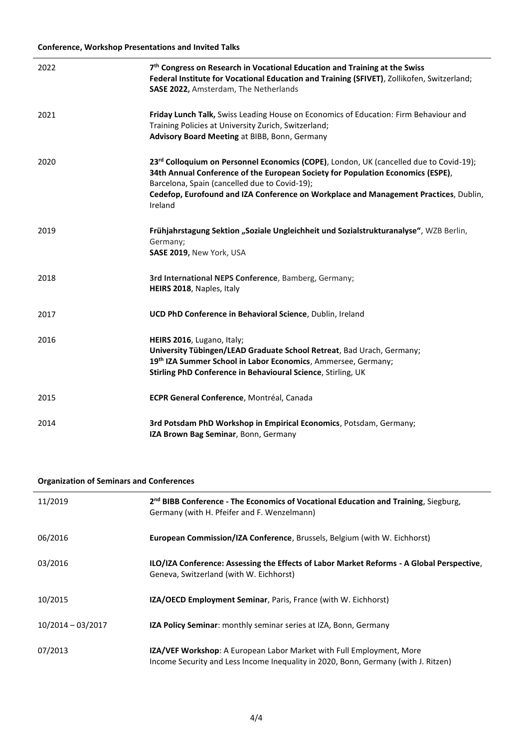**Conference, Workshop Presentations and Invited Talks**

| | |
|---|---|
| 2022 | **7th Congress on Research in Vocational Education and Training at the Swiss Federal Institute for Vocational Education and Training (SFIVET)**, Zollikofen, Switzerland; **SASE 2022,** Amsterdam, The Netherlands |
| 2021 | **Friday Lunch Talk,** Swiss Leading House on Economics of Education: Firm Behaviour and Training Policies at University Zurich, Switzerland; **Advisory Board Meeting** at BIBB, Bonn, Germany |
| 2020 | **23rd Colloquium on Personnel Economics (COPE)**, London, UK (cancelled due to Covid-19); **34th Annual Conference of the European Society for Population Economics (ESPE)**, Barcelona, Spain (cancelled due to Covid-19); **Cedefop, Eurofound and IZA Conference on Workplace and Management Practices**, Dublin, Ireland |
| 2019 | **Frühjahrstagung Sektion „Soziale Ungleichheit und Sozialstrukturanalyse"**, WZB Berlin, Germany; **SASE 2019,** New York, USA |
| 2018 | **3rd International NEPS Conference**, Bamberg, Germany; **HEIRS 2018**, Naples, Italy |
| 2017 | **UCD PhD Conference in Behavioral Science**, Dublin, Ireland |
| 2016 | **HEIRS 2016**, Lugano, Italy; **University Tübingen/LEAD Graduate School Retreat**, Bad Urach, Germany; **19th IZA Summer School in Labor Economics**, Ammersee, Germany; **Stirling PhD Conference in Behavioural Science**, Stirling, UK |
| 2015 | **ECPR General Conference**, Montréal, Canada |
| 2014 | **3rd Potsdam PhD Workshop in Empirical Economics**, Potsdam, Germany; **IZA Brown Bag Seminar**, Bonn, Germany |

**Organization of Seminars and Conferences**

| | |
|---|---|
| 11/2019 | **2nd BIBB Conference - The Economics of Vocational Education and Training**, Siegburg, Germany (with H. Pfeifer and F. Wenzelmann) |
| 06/2016 | **European Commission/IZA Conference**, Brussels, Belgium (with W. Eichhorst) |
| 03/2016 | **ILO/IZA Conference: Assessing the Effects of Labor Market Reforms - A Global Perspective**, Geneva, Switzerland (with W. Eichhorst) |
| 10/2015 | **IZA/OECD Employment Seminar**, Paris, France (with W. Eichhorst) |
| 10/2014 – 03/2017 | **IZA Policy Seminar**: monthly seminar series at IZA, Bonn, Germany |
| 07/2013 | **IZA/VEF Workshop**: A European Labor Market with Full Employment, More Income Security and Less Income Inequality in 2020, Bonn, Germany (with J. Ritzen) |